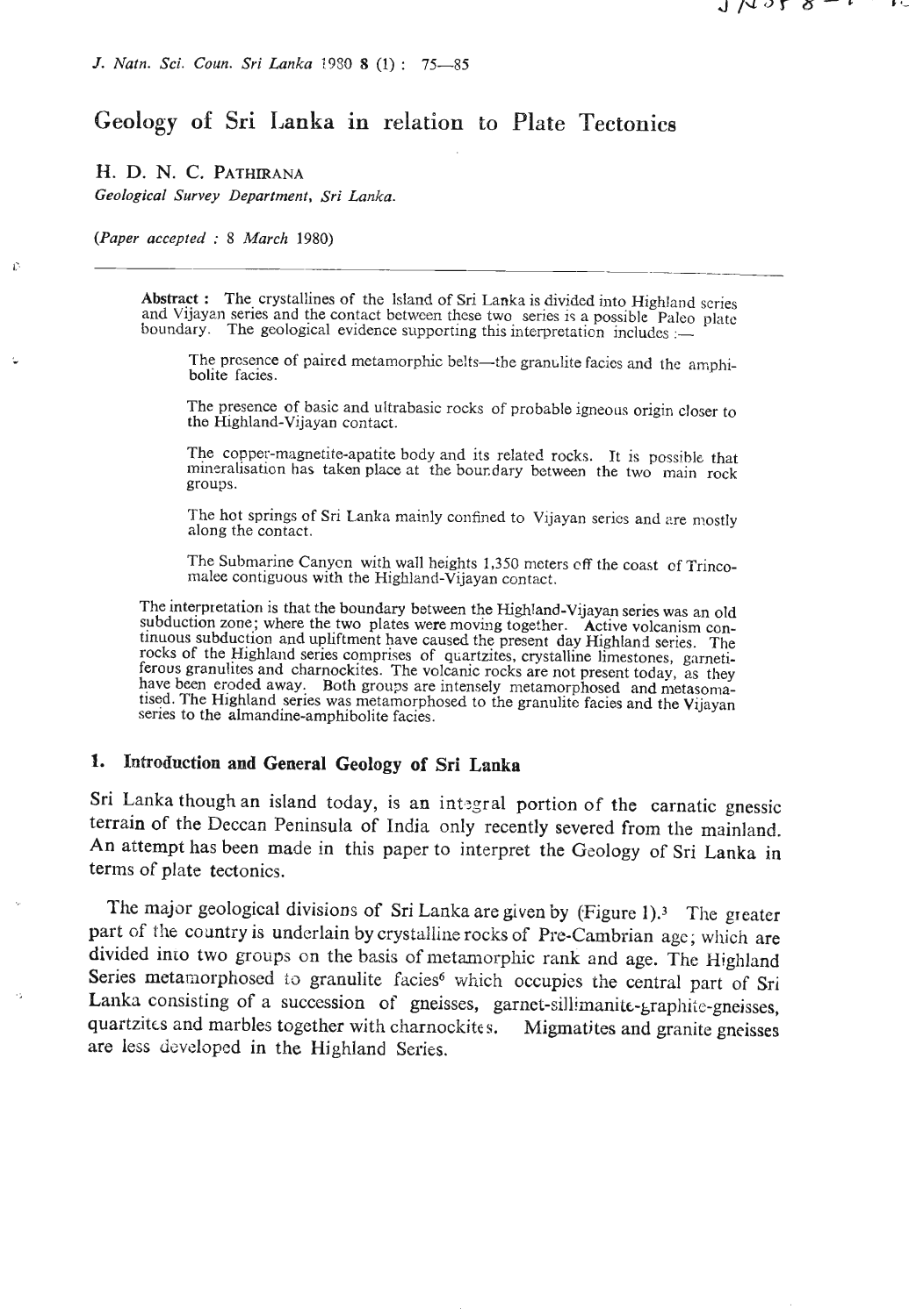# Geology of Sri Lanka in relation to Plate Tectonics

H. D. N. C. PATHIRANA

*Geological Survey Department, Sri Lanka.*

(*Paper accepted : 8 March 1980*)

---

**Abstract :** The crystallines of the Island of Sri Lanka is divided into Highland series and Vijayan series and the contact between these two series is a possible Paleo plate boundary. The geological evidence supporting this interpretation includes :—

The presence of paired metamorphic belts—the granulite facies and the amphibolite facies.

The presence of basic and ultrabasic rocks of probable igneous origin closer to the Highland-Vijayan contact.

The copper-magnetite-apatite body and its related rocks. It is possible that mineralisation has taken place at the boundary between the two main rock groups.

The hot springs of Sri Lanka mainly confined to Vijayan series and are mostly along the contact.

The Submarine Canyon with wall heights 1,350 meters off the coast of Trincomalee contiguous with the Highland-Vijayan contact.

The interpretation is that the boundary between the Highland-Vijayan series was an old subduction zone; where the two plates were moving together. Active volcanism continuous subduction and upliftment have caused the present day Highland series. The rocks of the Highland series comprises of quartzites, crystalline limestones, garnetiferous granulites and charnockites. The volcanic rocks are not present today, as they have been eroded away. Both groups are intensely metamorphosed and metasomatised. The Highland series was metamorphosed to the granulite facies and the Vijayan series to the almandine-amphibolite facies.

## 1. Introduction and General Geology of Sri Lanka

Sri Lanka though an island today, is an integral portion of the carnatic gnessic terrain of the Deccan Peninsula of India only recently severed from the mainland. An attempt has been made in this paper to interpret the Geology of Sri Lanka in terms of plate tectonics.

The major geological divisions of Sri Lanka are given by (Figure 1).[3] The greater part of the country is underlain by crystalline rocks of Pre-Cambrian age; which are divided into two groups on the basis of metamorphic rank and age. The Highland Series metamorphosed to granulite facies[6] which occupies the central part of Sri Lanka consisting of a succession of gneisses, garnet-sillimanite-graphite-gneisses, quartzites and marbles together with charnockites. Migmatites and granite gneisses are less developed in the Highland Series.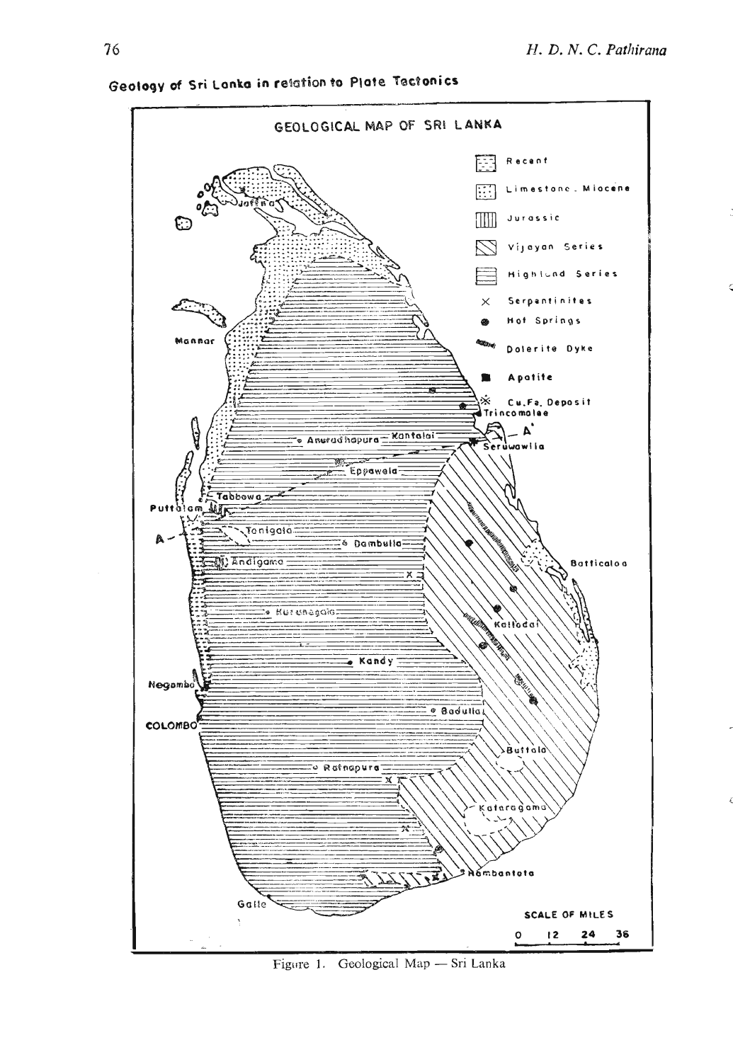Geology of Sri Lanka in relation to Plate Tectonics

Figure 1. Geological Map — Sri Lanka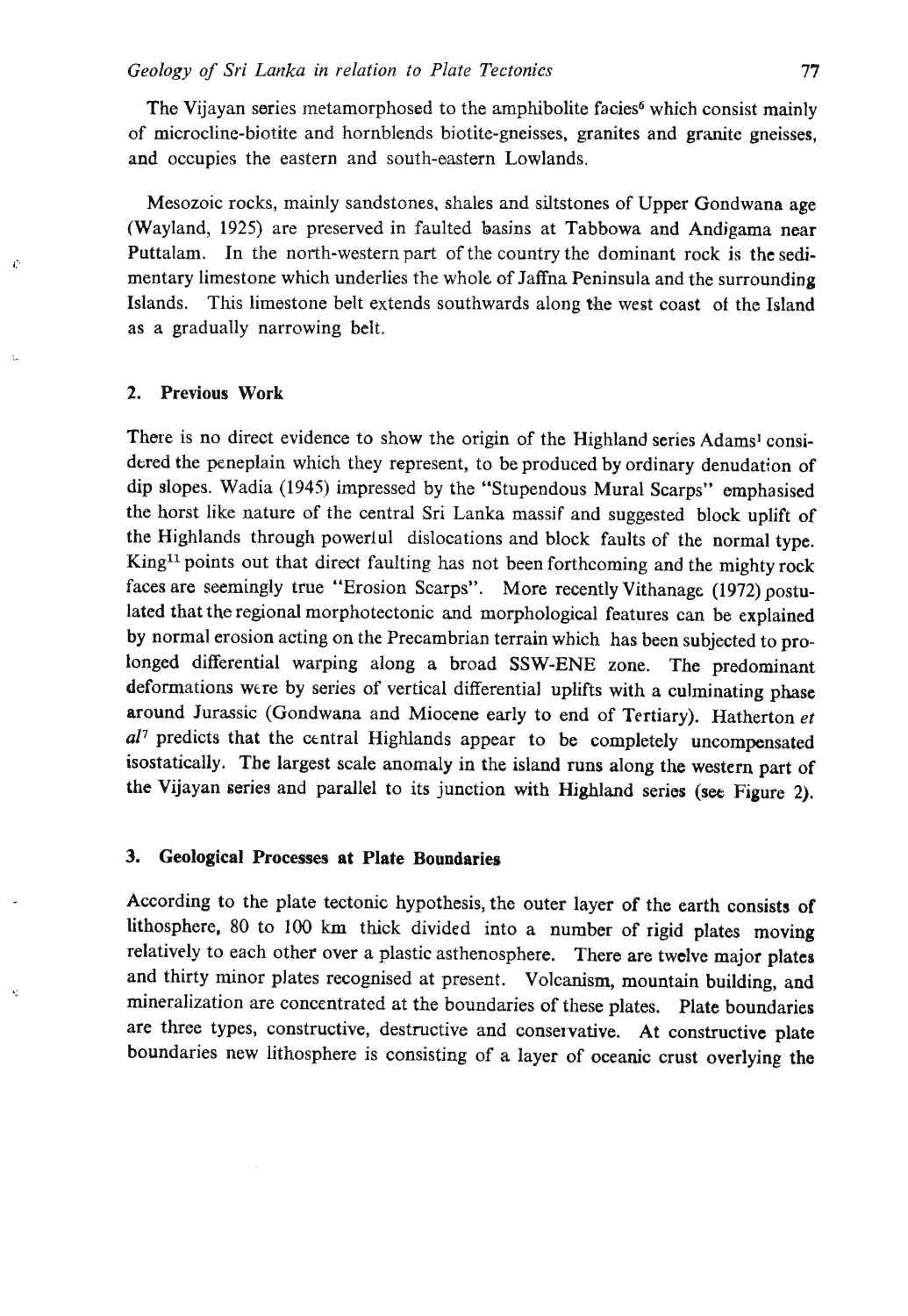The Vijayan series metamorphosed to the amphibolite facies[6] which consist mainly of microcline-biotite and hornblends biotite-gneisses, granites and granite gneisses, and occupies the eastern and south-eastern Lowlands.

Mesozoic rocks, mainly sandstones, shales and siltstones of Upper Gondwana age (Wayland, 1925) are preserved in faulted basins at Tabbowa and Andigama near Puttalam. In the north-western part of the country the dominant rock is the sedimentary limestone which underlies the whole of Jaffna Peninsula and the surrounding Islands. This limestone belt extends southwards along the west coast of the Island as a gradually narrowing belt.

## 2. Previous Work

There is no direct evidence to show the origin of the Highland series Adams[1] considered the peneplain which they represent, to be produced by ordinary denudation of dip slopes. Wadia (1945) impressed by the "Stupendous Mural Scarps" emphasised the horst like nature of the central Sri Lanka massif and suggested block uplift of the Highlands through powerful dislocations and block faults of the normal type. King[11] points out that direct faulting has not been forthcoming and the mighty rock faces are seemingly true "Erosion Scarps". More recently Vithanage (1972) postulated that the regional morphotectonic and morphological features can be explained by normal erosion acting on the Precambrian terrain which has been subjected to prolonged differential warping along a broad SSW-ENE zone. The predominant deformations were by series of vertical differential uplifts with a culminating phase around Jurassic (Gondwana and Miocene early to end of Tertiary). Hatherton *et al*[7] predicts that the central Highlands appear to be completely uncompensated isostatically. The largest scale anomaly in the island runs along the western part of the Vijayan series and parallel to its junction with Highland series (see Figure 2).

## 3. Geological Processes at Plate Boundaries

According to the plate tectonic hypothesis, the outer layer of the earth consists of lithosphere, 80 to 100 km thick divided into a number of rigid plates moving relatively to each other over a plastic asthenosphere. There are twelve major plates and thirty minor plates recognised at present. Volcanism, mountain building, and mineralization are concentrated at the boundaries of these plates. Plate boundaries are three types, constructive, destructive and conservative. At constructive plate boundaries new lithosphere is consisting of a layer of oceanic crust overlying the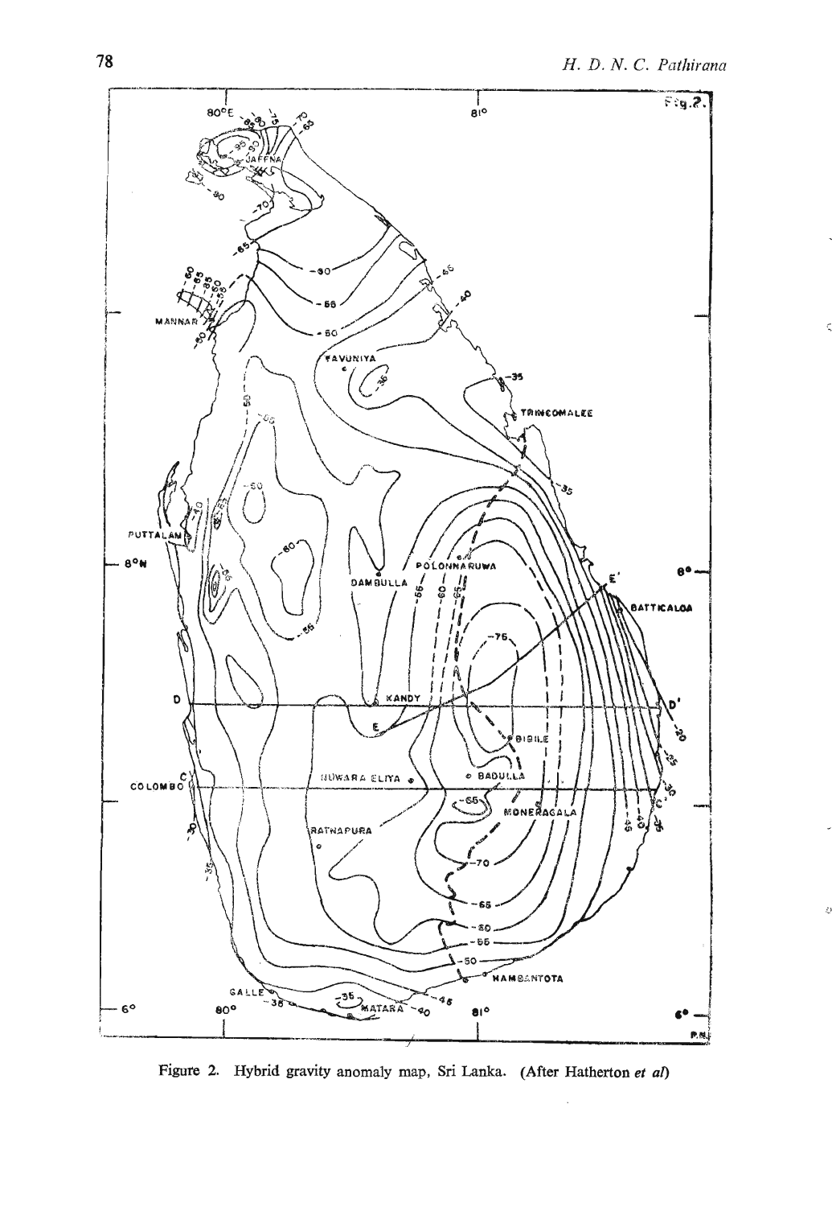Figure 2. Hybrid gravity anomaly map, Sri Lanka. (After Hatherton *et al*)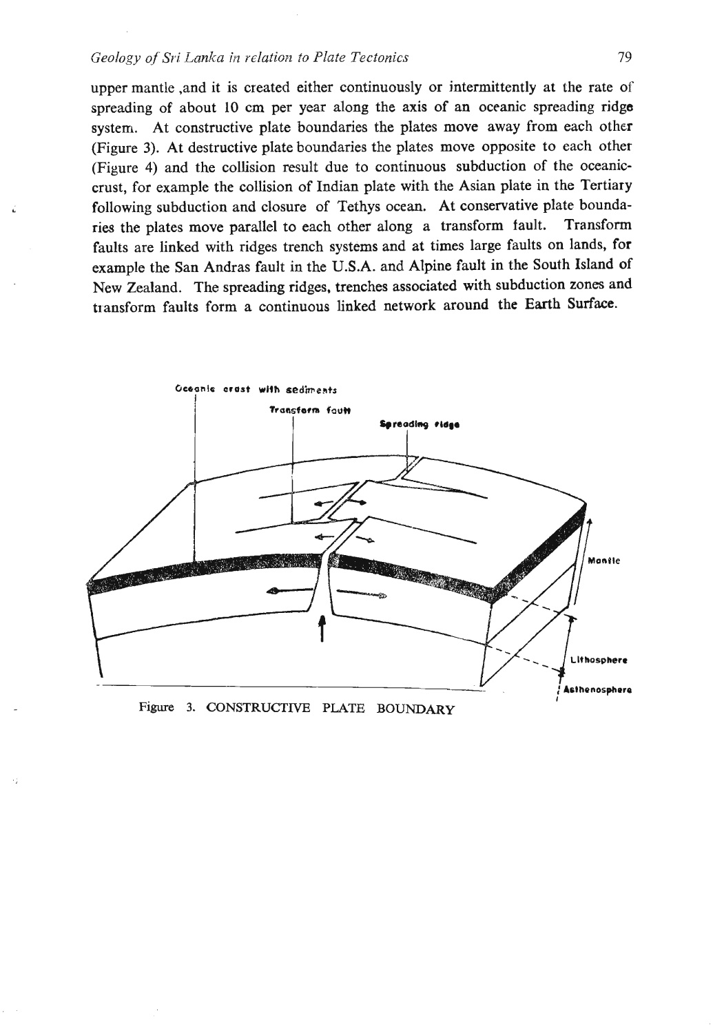upper mantle ,and it is created either continuously or intermittently at the rate of spreading of about 10 cm per year along the axis of an oceanic spreading ridge system. At constructive plate boundaries the plates move away from each other (Figure 3). At destructive plate boundaries the plates move opposite to each other (Figure 4) and the collision result due to continuous subduction of the oceanic-crust, for example the collision of Indian plate with the Asian plate in the Tertiary following subduction and closure of Tethys ocean. At conservative plate boundaries the plates move parallel to each other along a transform fault. Transform faults are linked with ridges trench systems and at times large faults on lands, for example the San Andras fault in the U.S.A. and Alpine fault in the South Island of New Zealand. The spreading ridges, trenches associated with subduction zones and transform faults form a continuous linked network around the Earth Surface.

Oceanic crust with sediments

Transform fault

Spreading ridge

Mantle

Lithosphere

Asthenosphere

Figure 3. CONSTRUCTIVE PLATE BOUNDARY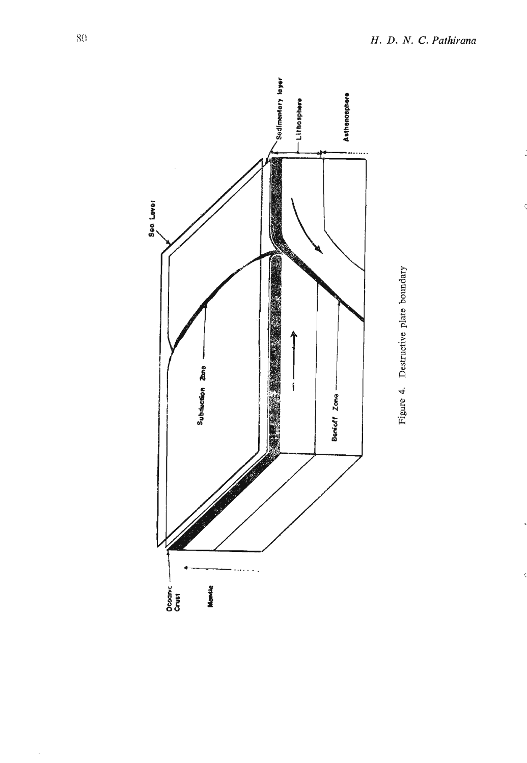Figure 4. Destructive plate boundary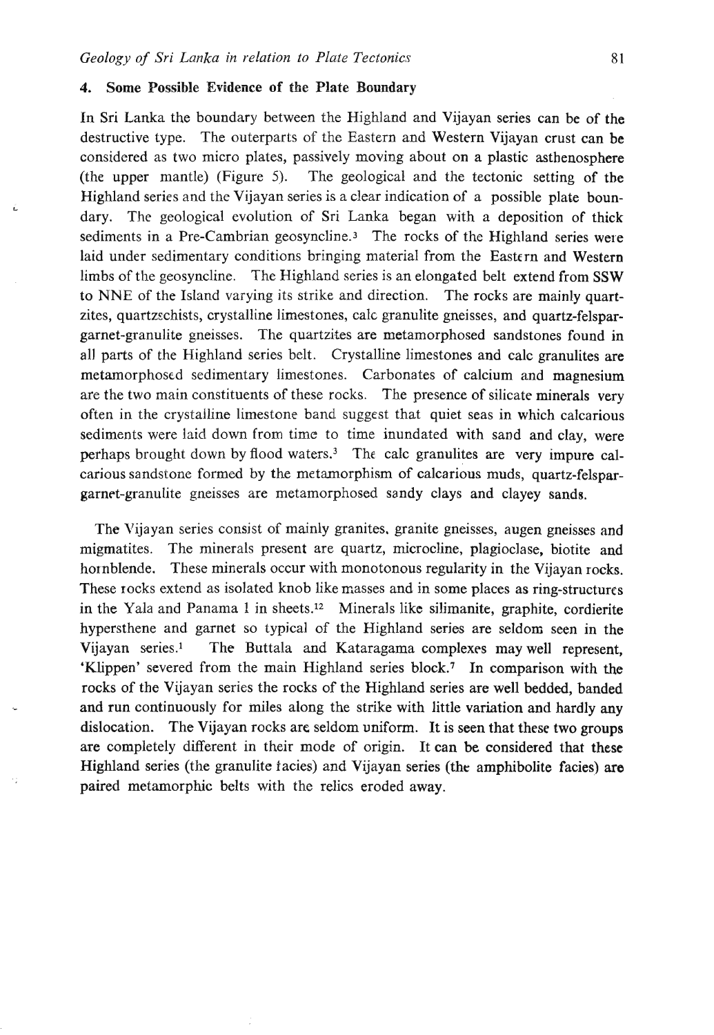## 4. Some Possible Evidence of the Plate Boundary

In Sri Lanka the boundary between the Highland and Vijayan series can be of the destructive type. The outerparts of the Eastern and Western Vijayan crust can be considered as two micro plates, passively moving about on a plastic asthenosphere (the upper mantle) (Figure 5). The geological and the tectonic setting of the Highland series and the Vijayan series is a clear indication of a possible plate boundary. The geological evolution of Sri Lanka began with a deposition of thick sediments in a Pre-Cambrian geosyncline.[3] The rocks of the Highland series were laid under sedimentary conditions bringing material from the Eastern and Western limbs of the geosyncline. The Highland series is an elongated belt extend from SSW to NNE of the Island varying its strike and direction. The rocks are mainly quartzites, quartzschists, crystalline limestones, calc granulite gneisses, and quartz-felspar-garnet-granulite gneisses. The quartzites are metamorphosed sandstones found in all parts of the Highland series belt. Crystalline limestones and calc granulites are metamorphosed sedimentary limestones. Carbonates of calcium and magnesium are the two main constituents of these rocks. The presence of silicate minerals very often in the crystalline limestone band suggest that quiet seas in which calcarious sediments were laid down from time to time inundated with sand and clay, were perhaps brought down by flood waters.[3] The calc granulites are very impure calcarious sandstone formed by the metamorphism of calcarious muds, quartz-felspar-garnet-granulite gneisses are metamorphosed sandy clays and clayey sands.

The Vijayan series consist of mainly granites, granite gneisses, augen gneisses and migmatites. The minerals present are quartz, microcline, plagioclase, biotite and hornblende. These minerals occur with monotonous regularity in the Vijayan rocks. These rocks extend as isolated knob like masses and in some places as ring-structures in the Yala and Panama 1 in sheets.[12] Minerals like silimanite, graphite, cordierite hypersthene and garnet so typical of the Highland series are seldom seen in the Vijayan series.[1] The Buttala and Kataragama complexes may well represent, 'Klippen' severed from the main Highland series block.[7] In comparison with the rocks of the Vijayan series the rocks of the Highland series are well bedded, banded and run continuously for miles along the strike with little variation and hardly any dislocation. The Vijayan rocks are seldom uniform. It is seen that these two groups are completely different in their mode of origin. It can be considered that these Highland series (the granulite facies) and Vijayan series (the amphibolite facies) are paired metamorphic belts with the relics eroded away.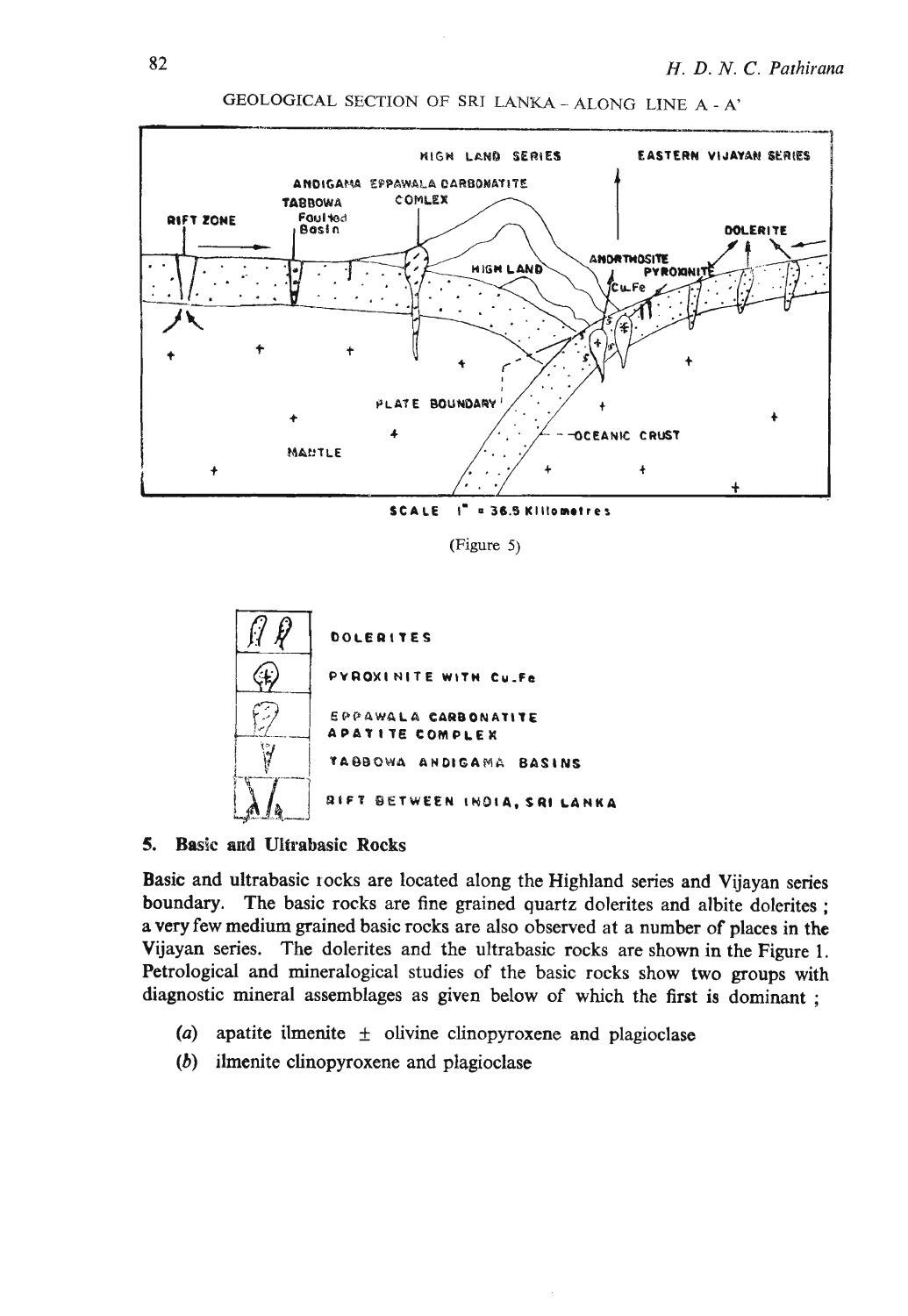GEOLOGICAL SECTION OF SRI LANKA – ALONG LINE A - A'

SCALE 1" = 36.5 Killometres

(Figure 5)

DOLERITES

PYROXINITE WITH Cu-Fe

EPPAWALA CARBONATITE APATITE COMPLEX

TABBOWA ANDIGAMA BASINS

RIFT BETWEEN INDIA, SRI LANKA

## 5. Basic and Ultrabasic Rocks

Basic and ultrabasic rocks are located along the Highland series and Vijayan series boundary. The basic rocks are fine grained quartz dolerites and albite dolerites ; a very few medium grained basic rocks are also observed at a number of places in the Vijayan series. The dolerites and the ultrabasic rocks are shown in the Figure 1. Petrological and mineralogical studies of the basic rocks show two groups with diagnostic mineral assemblages as given below of which the first is dominant ;

(*a*) apatite ilmenite ± olivine clinopyroxene and plagioclase

(*b*) ilmenite clinopyroxene and plagioclase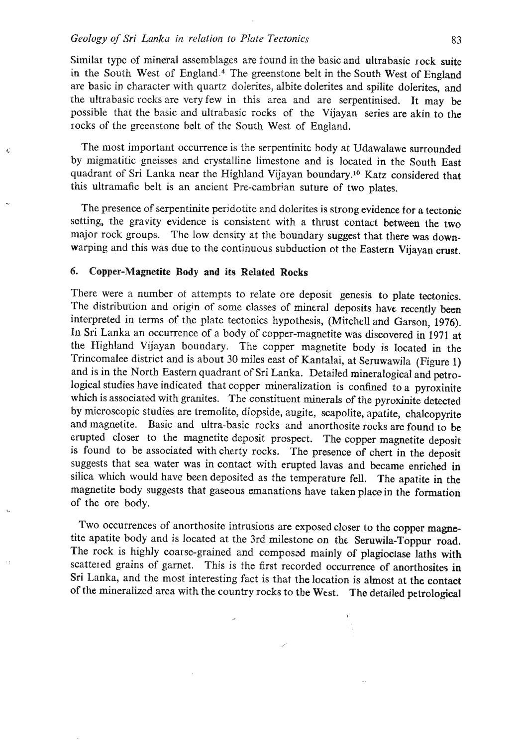Similar type of mineral assemblages are found in the basic and ultrabasic rock suite in the South West of England.[4] The greenstone belt in the South West of England are basic in character with quartz dolerites, albite dolerites and spilite dolerites, and the ultrabasic rocks are very few in this area and are serpentinised. It may be possible that the basic and ultrabasic rocks of the Vijayan series are akin to the rocks of the greenstone belt of the South West of England.

The most important occurrence is the serpentinite body at Udawalawe surrounded by migmatitic gneisses and crystalline limestone and is located in the South East quadrant of Sri Lanka near the Highland Vijayan boundary.[10] Katz considered that this ultramafic belt is an ancient Pre-cambrian suture of two plates.

The presence of serpentinite peridotite and dolerites is strong evidence for a tectonic setting, the gravity evidence is consistent with a thrust contact between the two major rock groups. The low density at the boundary suggest that there was down-warping and this was due to the continuous subduction of the Eastern Vijayan crust.

## 6. Copper-Magnetite Body and its Related Rocks

There were a number of attempts to relate ore deposit genesis to plate tectonics. The distribution and origin of some classes of mineral deposits have recently been interpreted in terms of the plate tectonics hypothesis, (Mitchell and Garson, 1976). In Sri Lanka an occurrence of a body of copper-magnetite was discovered in 1971 at the Highland Vijayan boundary. The copper magnetite body is located in the Trincomalee district and is about 30 miles east of Kantalai, at Seruwawila (Figure 1) and is in the North Eastern quadrant of Sri Lanka. Detailed mineralogical and petrological studies have indicated that copper mineralization is confined to a pyroxinite which is associated with granites. The constituent minerals of the pyroxinite detected by microscopic studies are tremolite, diopside, augite, scapolite, apatite, chalcopyrite and magnetite. Basic and ultra-basic rocks and anorthosite rocks are found to be erupted closer to the magnetite deposit prospect. The copper magnetite deposit is found to be associated with cherty rocks. The presence of chert in the deposit suggests that sea water was in contact with erupted lavas and became enriched in silica which would have been deposited as the temperature fell. The apatite in the magnetite body suggests that gaseous emanations have taken place in the formation of the ore body.

Two occurrences of anorthosite intrusions are exposed closer to the copper magnetite apatite body and is located at the 3rd milestone on the Seruwila-Toppur road. The rock is highly coarse-grained and composed mainly of plagioclase laths with scattered grains of garnet. This is the first recorded occurrence of anorthosites in Sri Lanka, and the most interesting fact is that the location is almost at the contact of the mineralized area with the country rocks to the West. The detailed petrological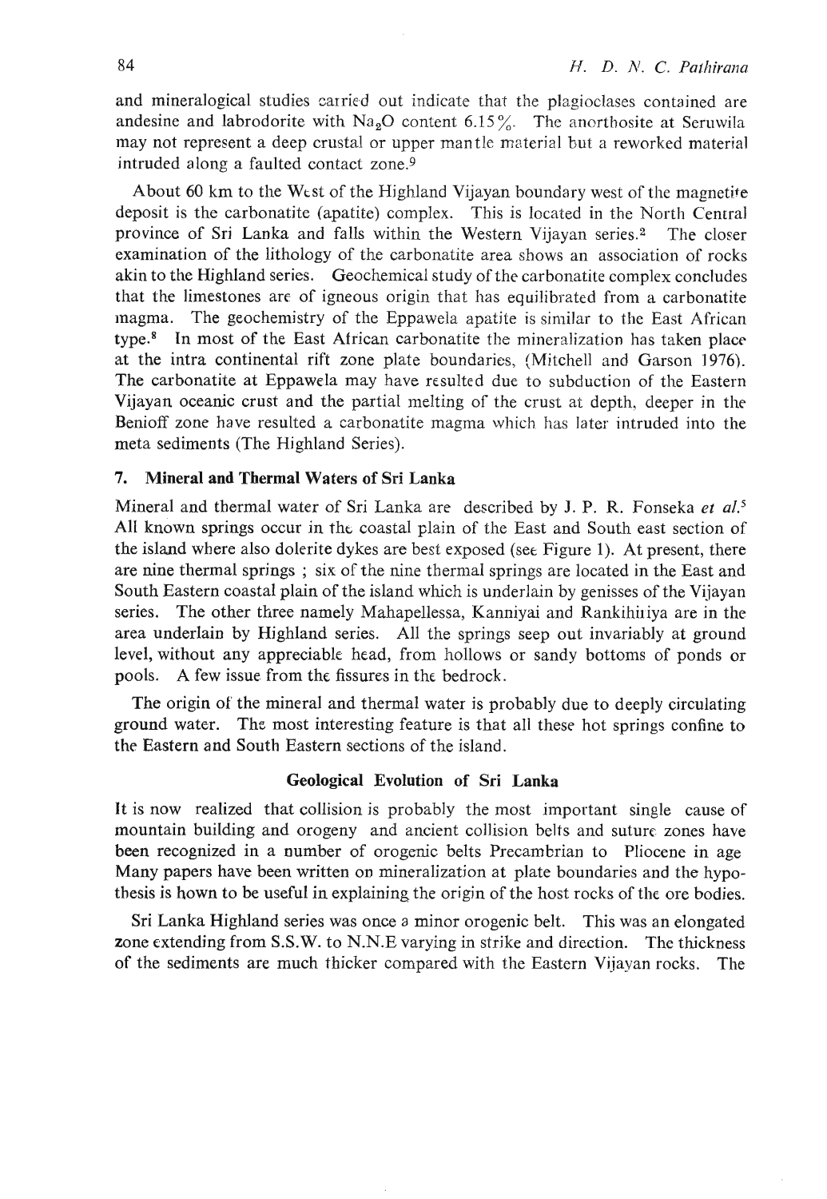and mineralogical studies carried out indicate that the plagioclases contained are andesine and labrodorite with $Na_2O$ content 6.15%. The anorthosite at Seruwila may not represent a deep crustal or upper mantle material but a reworked material intruded along a faulted contact zone.[9]

About 60 km to the West of the Highland Vijayan boundary west of the magnetite deposit is the carbonatite (apatite) complex. This is located in the North Central province of Sri Lanka and falls within the Western Vijayan series.[2] The closer examination of the lithology of the carbonatite area shows an association of rocks akin to the Highland series. Geochemical study of the carbonatite complex concludes that the limestones are of igneous origin that has equilibrated from a carbonatite magma. The geochemistry of the Eppawela apatite is similar to the East African type.[8] In most of the East African carbonatite the mineralization has taken place at the intra continental rift zone plate boundaries, (Mitchell and Garson 1976). The carbonatite at Eppawela may have resulted due to subduction of the Eastern Vijayan oceanic crust and the partial melting of the crust at depth, deeper in the Benioff zone have resulted a carbonatite magma which has later intruded into the meta sediments (The Highland Series).

## 7. Mineral and Thermal Waters of Sri Lanka

Mineral and thermal water of Sri Lanka are described by J. P. R. Fonseka *et al.*[5] All known springs occur in the coastal plain of the East and South east section of the island where also dolerite dykes are best exposed (see Figure 1). At present, there are nine thermal springs ; six of the nine thermal springs are located in the East and South Eastern coastal plain of the island which is underlain by genisses of the Vijayan series. The other three namely Mahapellessa, Kanniyai and Rankihiriya are in the area underlain by Highland series. All the springs seep out invariably at ground level, without any appreciable head, from hollows or sandy bottoms of ponds or pools. A few issue from the fissures in the bedrock.

The origin of the mineral and thermal water is probably due to deeply circulating ground water. The most interesting feature is that all these hot springs confine to the Eastern and South Eastern sections of the island.

## Geological Evolution of Sri Lanka

It is now realized that collision is probably the most important single cause of mountain building and orogeny and ancient collision belts and suture zones have been recognized in a number of orogenic belts Precambrian to Pliocene in age Many papers have been written on mineralization at plate boundaries and the hypothesis is hown to be useful in explaining the origin of the host rocks of the ore bodies.

Sri Lanka Highland series was once a minor orogenic belt. This was an elongated zone extending from S.S.W. to N.N.E varying in strike and direction. The thickness of the sediments are much thicker compared with the Eastern Vijayan rocks. The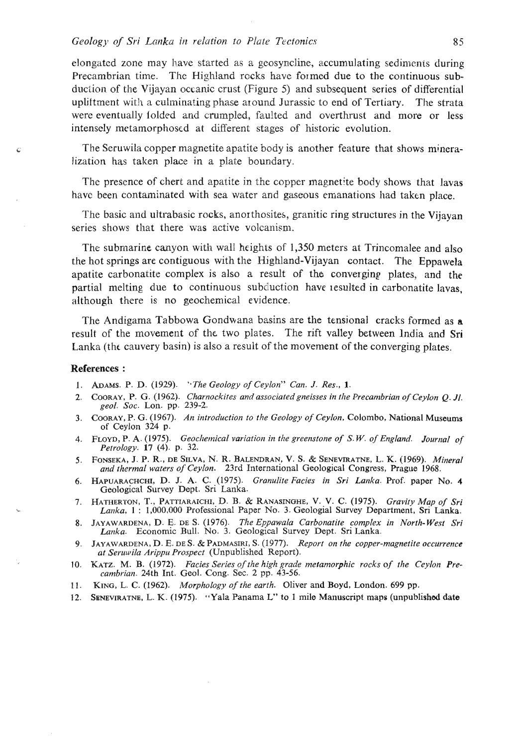elongated zone may have started as a geosyncline, accumulating sediments during Precambrian time. The Highland rocks have formed due to the continuous subduction of the Vijayan oceanic crust (Figure 5) and subsequent series of differential upliftment with a culminating phase around Jurassic to end of Tertiary. The strata were eventually folded and crumpled, faulted and overthrust and more or less intensely metamorphosed at different stages of historic evolution.

The Seruwila copper magnetite apatite body is another feature that shows mineralization has taken place in a plate boundary.

The presence of chert and apatite in the copper magnetite body shows that lavas have been contaminated with sea water and gaseous emanations had taken place.

The basic and ultrabasic rocks, anorthosites, granitic ring structures in the Vijayan series shows that there was active volcanism.

The submarine canyon with wall heights of 1,350 meters at Trincomalee and also the hot springs are contiguous with the Highland-Vijayan contact. The Eppawela apatite carbonatite complex is also a result of the converging plates, and the partial melting due to continuous subduction have resulted in carbonatite lavas, although there is no geochemical evidence.

The Andigama Tabbowa Gondwana basins are the tensional cracks formed as a result of the movement of the two plates. The rift valley between India and Sri Lanka (the cauvery basin) is also a result of the movement of the converging plates.

**References :**

1. ADAMS. P. D. (1929). *"The Geology of Ceylon"* *Can. J. Res.*, **1**.
2. COORAY, P. G. (1962). *Charnockites and associated gneisses in the Precambrian of Ceylon Q. Jl. geol. Soc.* Lon. pp. 239-2.
3. COORAY, P. G. (1967). *An introduction to the Geology of Ceylon*, Colombo, National Museums of Ceylon 324 p.
4. FLOYD, P. A. (1975). *Geochemical variation in the greenstone of S.W. of England. Journal of Petrology.* **17** (4). p. 32.
5. FONSEKA, J. P. R., DE SILVA, N. R. BALENDRAN, V. S. & SENEVIRATNE, L. K. (1969). *Mineral and thermal waters of Ceylon.* 23rd International Geological Congress, Prague 1968.
6. HAPUARACHCHI, D. J. A. C. (1975). *Granulite Facies in Sri Lanka.* Prof. paper No. 4 Geological Survey Dept. Sri Lanka.
7. HATHERTON, T., PATTIARAICHI, D. B. & RANASINGHE, V. V. C. (1975). *Gravity Map of Sri Lanka*, 1 : 1,000,000 Professional Paper No. 3. Geologial Survey Department, Sri Lanka.
8. JAYAWARDENA, D. E. DE S. (1976). *The Eppawala Carbonatite complex in North-West Sri Lanka.* Economic Bull. No. 3. Geological Survey Dept. Sri Lanka.
9. JAYAWARDENA, D. E. DE S. & PADMASIRI, S. (1977). *Report on the copper-magnetite occurrence at Seruwila Arippu Prospect* (Unpublished Report).
10. KATZ. M. B. (1972). *Facies Series of the high grade metamorphic rocks of the Ceylon Precambrian.* 24th Int. Geol. Cong. Sec. 2 pp. 43-56.
11. KING, L. C. (1962). *Morphology of the earth.* Oliver and Boyd, London. 699 pp.
12. SENEVIRATNE, L. K. (1975). "Yala Panama L" to 1 mile Manuscript maps (unpublished date